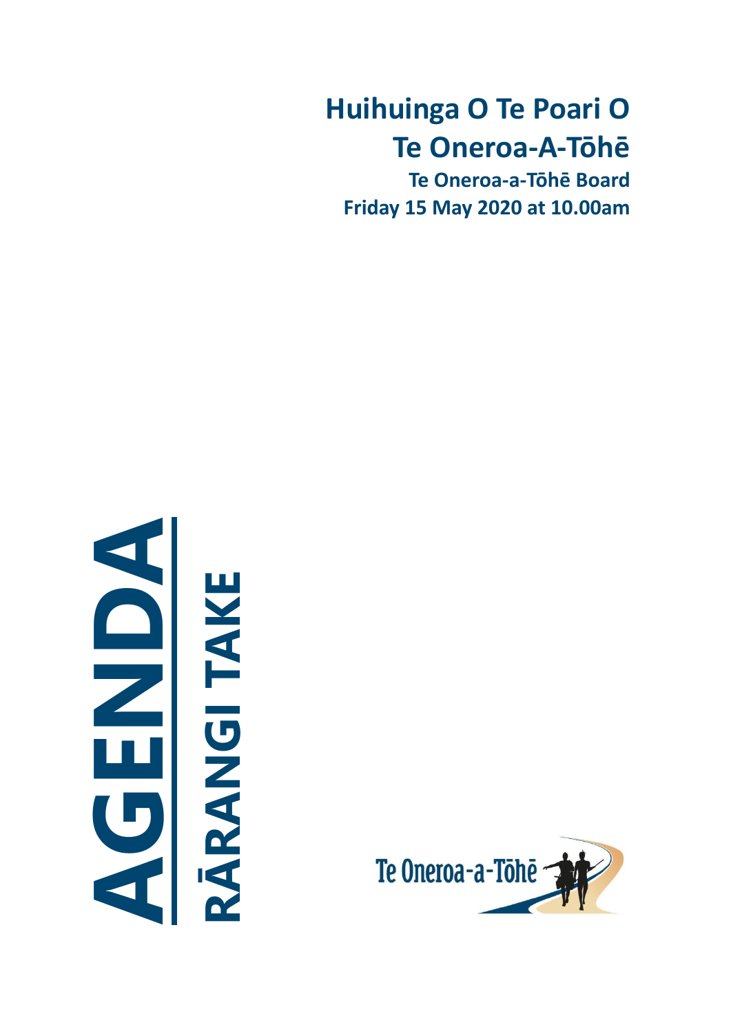# Huihuinga O Te Poari O Te Oneroa-A-Tōhē

**Te Oneroa-a-Tōhē Board**

**Friday 15 May 2020 at 10.00am**

# AGENDA

## RĀRANGI TAKE

Te Oneroa-a-Tōhē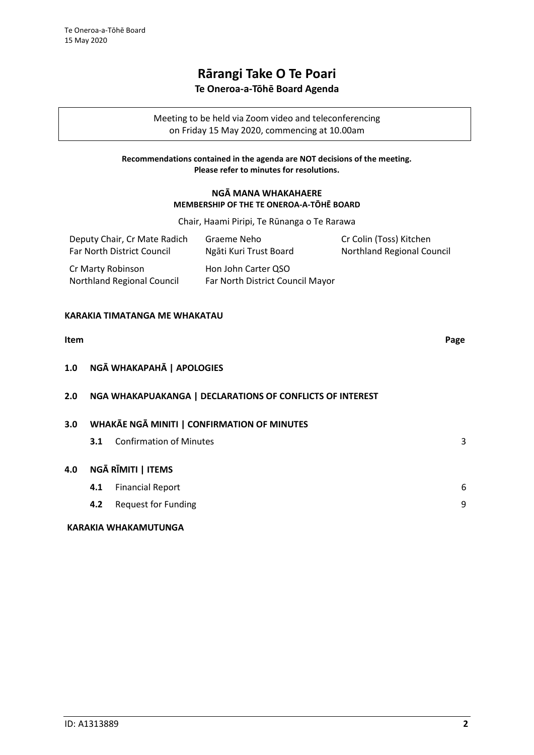# Rārangi Take O Te Poari

## Te Oneroa-a-Tōhē Board Agenda

Meeting to be held via Zoom video and teleconferencing
on Friday 15 May 2020, commencing at 10.00am

**Recommendations contained in the agenda are NOT decisions of the meeting. Please refer to minutes for resolutions.**

**NGĀ MANA WHAKAHAERE**
**MEMBERSHIP OF THE TE ONEROA-A-TŌHĒ BOARD**

Chair, Haami Piripi, Te Rūnanga o Te Rarawa

| | | |
|---|---|---|
| Deputy Chair, Cr Mate Radich<br>Far North District Council | Graeme Neho<br>Ngāti Kuri Trust Board | Cr Colin (Toss) Kitchen<br>Northland Regional Council |
| Cr Marty Robinson<br>Northland Regional Council | Hon John Carter QSO<br>Far North District Council Mayor | |

**KARAKIA TIMATANGA ME WHAKATAU**

| Item | | | Page |
|---|---|---|---|
| **1.0** | **NGĀ WHAKAPAHĀ \| APOLOGIES** | | |
| **2.0** | **NGA WHAKAPUAKANGA \| DECLARATIONS OF CONFLICTS OF INTEREST** | | |
| **3.0** | **WHAKĀE NGĀ MINITI \| CONFIRMATION OF MINUTES** | | |
| | **3.1** | Confirmation of Minutes | 3 |
| **4.0** | **NGĀ RĪMITI \| ITEMS** | | |
| | **4.1** | Financial Report | 6 |
| | **4.2** | Request for Funding | 9 |

**KARAKIA WHAKAMUTUNGA**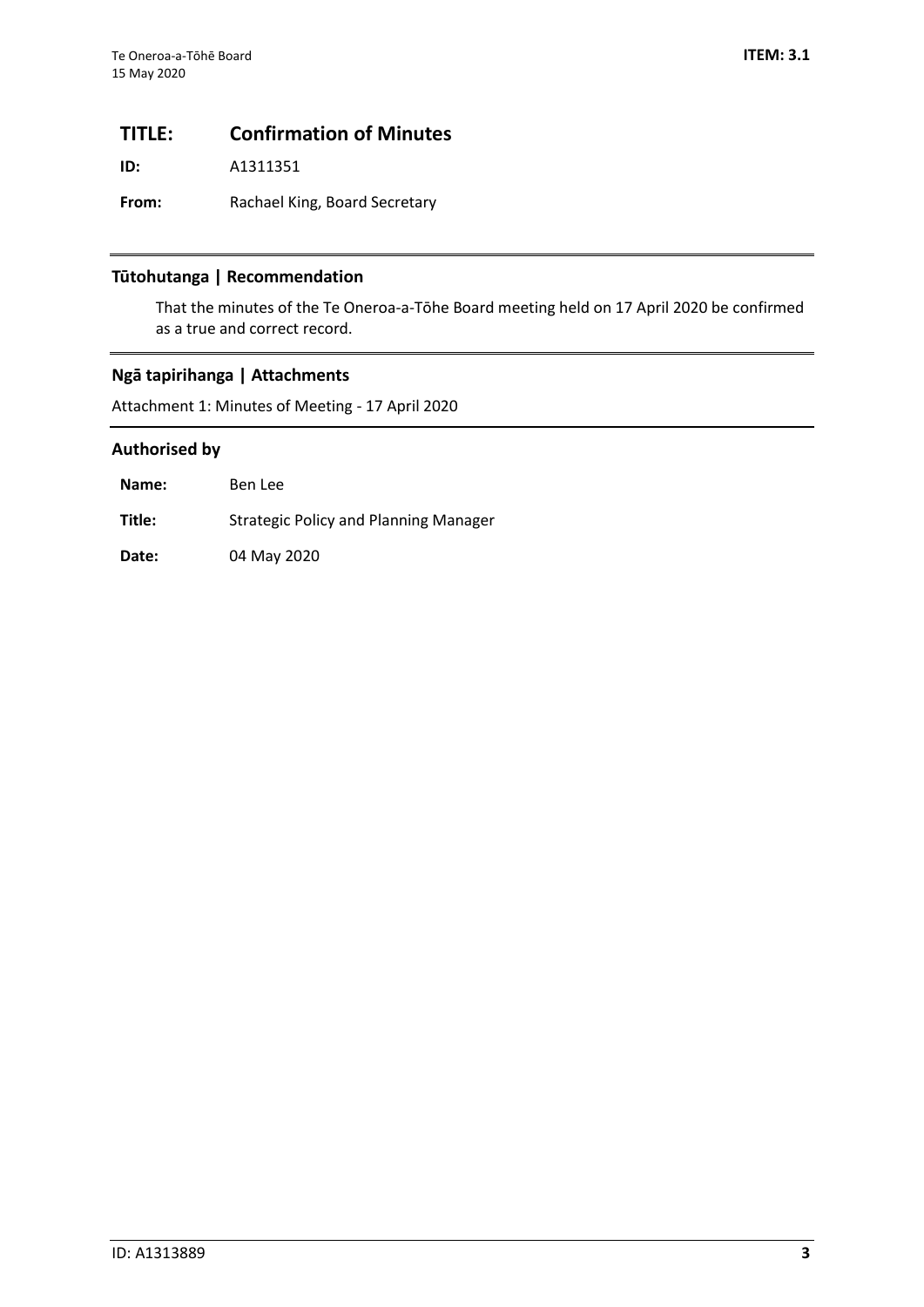# TITLE: Confirmation of Minutes

**ID:** A1311351

**From:** Rachael King, Board Secretary

## Tūtohutanga | Recommendation

That the minutes of the Te Oneroa-a-Tōhe Board meeting held on 17 April 2020 be confirmed as a true and correct record.

## Ngā tapirihanga | Attachments

Attachment 1: Minutes of Meeting - 17 April 2020

## Authorised by

| | |
|---|---|
| **Name:** | Ben Lee |
| **Title:** | Strategic Policy and Planning Manager |
| **Date:** | 04 May 2020 |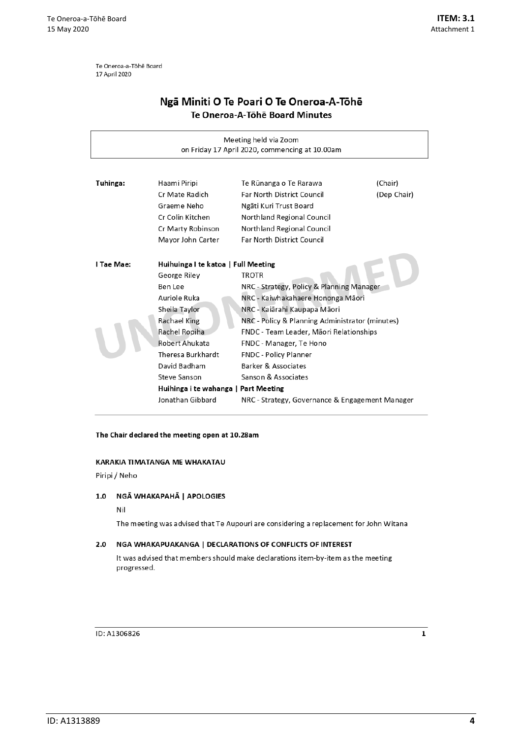Te Oneroa-a-Tōhē Board
17 April 2020

# Ngā Miniti O Te Poari O Te Oneroa-A-Tōhē

## Te Oneroa-A-Tōhē Board Minutes

Meeting held via Zoom
on Friday 17 April 2020, commencing at 10.00am

| | | | |
|---|---|---|---|
| **Tuhinga:** | Haami Piripi | Te Rūnanga o Te Rarawa | (Chair) |
| | Cr Mate Radich | Far North District Council | (Dep Chair) |
| | Graeme Neho | Ngāti Kuri Trust Board | |
| | Cr Colin Kitchen | Northland Regional Council | |
| | Cr Marty Robinson | Northland Regional Council | |
| | Mayor John Carter | Far North District Council | |

| | | |
|---|---|---|
| **I Tae Mae:** | **Huihuinga I te katoa \| Full Meeting** | |
| | George Riley | TROTR |
| | Ben Lee | NRC - Strategy, Policy & Planning Manager |
| | Auriole Ruka | NRC - Kaiwhakahaere Hononga Māori |
| | Sheila Taylor | NRC - Kaiārahi Kaupapa Māori |
| | Rachael King | NRC - Policy & Planning Administrator (minutes) |
| | Rachel Ropiha | FNDC - Team Leader, Māori Relationships |
| | Robert Ahukata | FNDC - Manager, Te Hono |
| | Theresa Burkhardt | FNDC - Policy Planner |
| | David Badham | Barker & Associates |
| | Steve Sanson | Sanson & Associates |
| | **Huihinga i te wahanga \| Part Meeting** | |
| | Jonathan Gibbard | NRC - Strategy, Governance & Engagement Manager |

UNCONFIRMED

**The Chair declared the meeting open at 10.28am**

**KARAKIA TIMATANGA ME WHAKATAU**

Piripi / Neho

### 1.0 NGĀ WHAKAPAHĀ | APOLOGIES

Nil

The meeting was advised that Te Aupouri are considering a replacement for John Witana

### 2.0 NGA WHAKAPUAKANGA | DECLARATIONS OF CONFLICTS OF INTEREST

It was advised that members should make declarations item-by-item as the meeting progressed.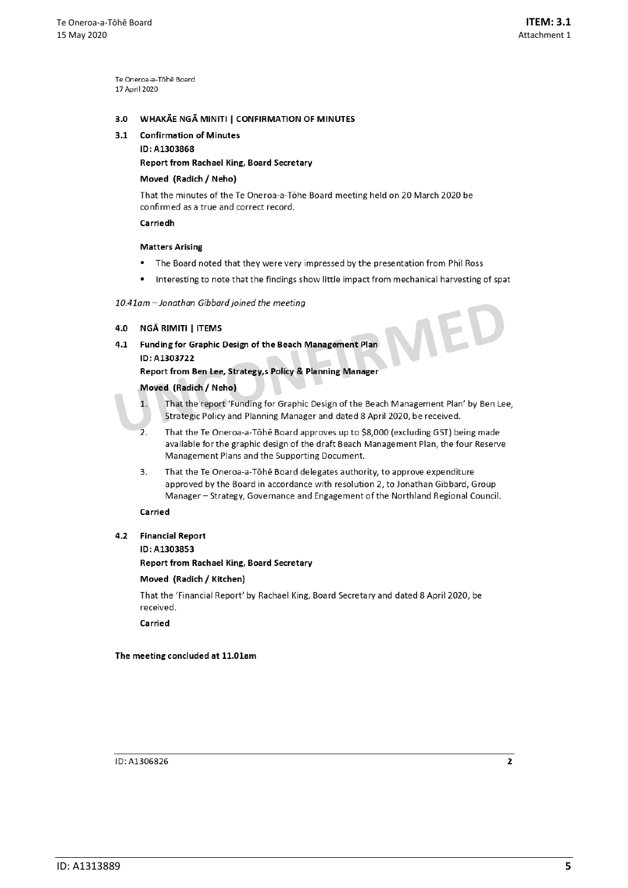Te Oneroa-a-Tōhē Board
17 April 2020

## 3.0 WHAKĀE NGĀ MINITI | CONFIRMATION OF MINUTES

### 3.1 Confirmation of Minutes

**ID: A1303868**

**Report from Rachael King, Board Secretary**

**Moved (Radich / Neho)**

That the minutes of the Te Oneroa-a-Tōhe Board meeting held on 20 March 2020 be confirmed as a true and correct record.

**Carriedh**

**Matters Arising**

- The Board noted that they were very impressed by the presentation from Phil Ross
- Interesting to note that the findings show little impact from mechanical harvesting of spat

*10.41am – Jonathan Gibbard joined the meeting*

## 4.0 NGĀ RIMITI | ITEMS

### 4.1 Funding for Graphic Design of the Beach Management Plan

**ID: A1303722**

**Report from Ben Lee, Strategy,s Policy & Planning Manager**

**Moved (Radich / Neho)**

1. That the report 'Funding for Graphic Design of the Beach Management Plan' by Ben Lee, Strategic Policy and Planning Manager and dated 8 April 2020, be received.
2. That the Te Oneroa-a-Tōhē Board approves up to $8,000 (excluding GST) being made available for the graphic design of the draft Beach Management Plan, the four Reserve Management Plans and the Supporting Document.
3. That the Te Oneroa-a-Tōhē Board delegates authority, to approve expenditure approved by the Board in accordance with resolution 2, to Jonathan Gibbard, Group Manager – Strategy, Governance and Engagement of the Northland Regional Council.

**Carried**

### 4.2 Financial Report

**ID: A1303853**

**Report from Rachael King, Board Secretary**

**Moved (Radich / Kitchen)**

That the 'Financial Report' by Rachael King, Board Secretary and dated 8 April 2020, be received.

**Carried**

**The meeting concluded at 11.01am**

ID: A1306826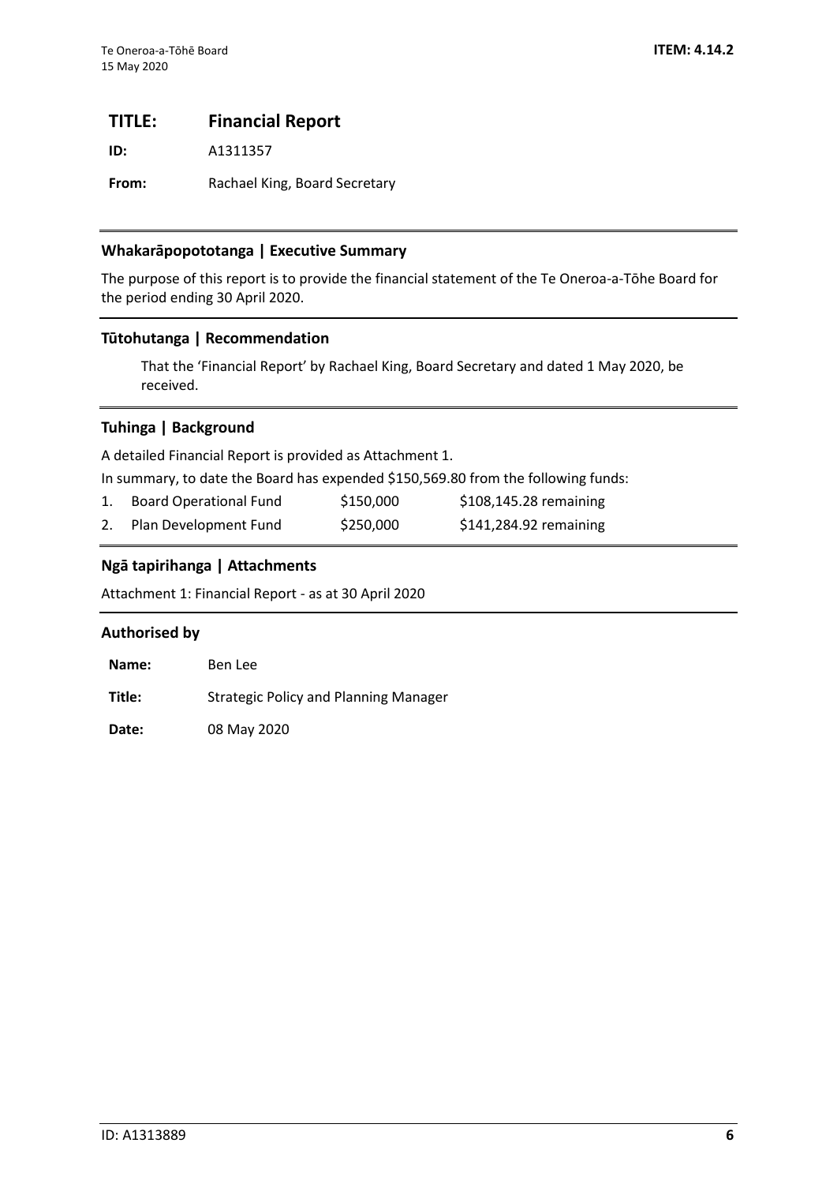# TITLE: Financial Report

**ID:** A1311357

**From:** Rachael King, Board Secretary

## Whakarāpopototanga | Executive Summary

The purpose of this report is to provide the financial statement of the Te Oneroa-a-Tōhe Board for the period ending 30 April 2020.

## Tūtohutanga | Recommendation

That the 'Financial Report' by Rachael King, Board Secretary and dated 1 May 2020, be received.

## Tuhinga | Background

A detailed Financial Report is provided as Attachment 1.

In summary, to date the Board has expended $150,569.80 from the following funds:

| | Fund | Amount | Remaining |
|---|---|---|---|
| 1. | Board Operational Fund | $150,000 | $108,145.28 remaining |
| 2. | Plan Development Fund | $250,000 | $141,284.92 remaining |

## Ngā tapirihanga | Attachments

Attachment 1: Financial Report - as at 30 April 2020

## Authorised by

**Name:** Ben Lee

**Title:** Strategic Policy and Planning Manager

**Date:** 08 May 2020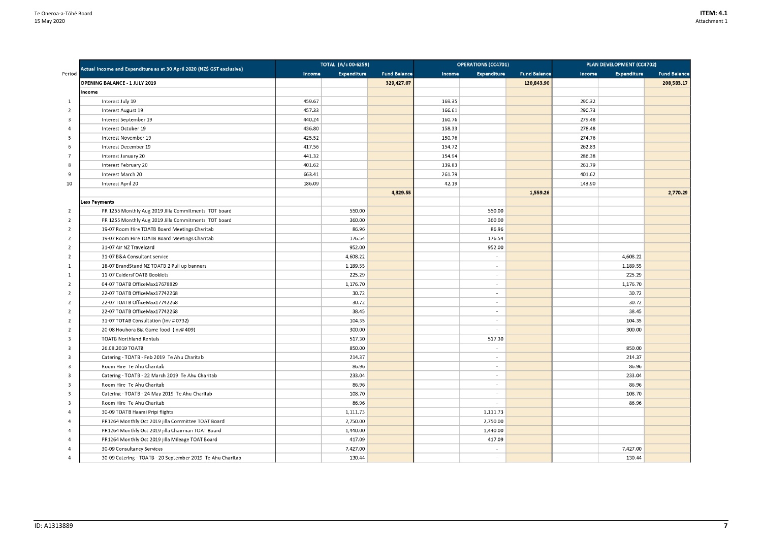| Period | Actual Income and Expenditure as at 30 April 2020 (NZ$ GST exclusive) | TOTAL (A/c 00-6259) | | | OPERATIONS (CC4701) | | | PLAN DEVELOPMENT (CC4702) | | |
|---|---|---|---|---|---|---|---|---|---|---|
| | | Income | Expenditure | Fund Balance | Income | Expenditure | Fund Balance | Income | Expenditure | Fund Balance |
| | **OPENING BALANCE - 1 JULY 2019** | | | **329,427.07** | | | **120,843.90** | | | **208,583.17** |
| | **Income** | | | | | | | | | |
| 1 | Interest July 19 | 459.67 | | | 169.35 | | | 290.32 | | |
| 2 | Interest August 19 | 457.33 | | | 166.61 | | | 290.73 | | |
| 3 | Interest September 19 | 440.24 | | | 160.76 | | | 279.48 | | |
| 4 | Interest October 19 | 436.80 | | | 158.33 | | | 278.48 | | |
| 5 | Interest November 19 | 425.52 | | | 150.76 | | | 274.76 | | |
| 6 | Interest December 19 | 417.56 | | | 154.72 | | | 262.83 | | |
| 7 | Interest January 20 | 441.32 | | | 154.94 | | | 286.38 | | |
| 8 | Interest February 20 | 401.62 | | | 139.83 | | | 261.79 | | |
| 9 | Interest March 20 | 663.41 | | | 261.79 | | | 401.62 | | |
| 10 | Interest April 20 | 186.09 | | | 42.19 | | | 143.90 | | |
| | | | | **4,329.55** | | | **1,559.26** | | | **2,770.29** |
| | **Less Payments** | | | | | | | | | |
| 2 | PR 1255 Monthly Aug 2019 Jilla Commitments TOT board | | 550.00 | | | 550.00 | | | | |
| 2 | PR 1255 Monthly Aug 2019 Jilla Commitments TOT board | | 360.00 | | | 360.00 | | | | |
| 2 | 19-07 Room Hire TOATB Board Meetings Charitab | | 86.96 | | | 86.96 | | | | |
| 2 | 19-07 Room Hire TOATB Board Meetings Charitab | | 176.54 | | | 176.54 | | | | |
| 2 | 31-07 Air NZ Travelcard | | 952.00 | | | 952.00 | | | | |
| 2 | 31-07 B&A Consultant service | | 4,608.22 | | | - | | | 4,608.22 | |
| 1 | 18-07 BrandStand NZ TOATB 2 Pull up banners | | 1,189.55 | | | - | | | 1,189.55 | |
| 1 | 11-07 CaldersTOATB Booklets | | 225.29 | | | - | | | 225.29 | |
| 2 | 04-07 TOATB OfficeMax17678829 | | 1,176.70 | | | - | | | 1,176.70 | |
| 2 | 22-07 TOATB OfficeMax17742268 | | 30.72 | | | - | | | 30.72 | |
| 2 | 22-07 TOATB OfficeMax17742268 | | 30.72 | | | - | | | 30.72 | |
| 2 | 22-07 TOATB OfficeMax17742268 | | 38.45 | | | - | | | 38.45 | |
| 2 | 31-07 TOTAB Consultation (Inv # 0732) | | 104.35 | | | - | | | 104.35 | |
| 2 | 20-08 Houhora Big Game food (Inv# 409) | | 300.00 | | | - | | | 300.00 | |
| 3 | TOATB Northland Rentals | | 517.30 | | | 517.30 | | | | |
| 3 | 26.08.2019 TOATB | | 850.00 | | | - | | | 850.00 | |
| 3 | Catering - TOATB - Feb 2019 Te Ahu Charitab | | 214.37 | | | - | | | 214.37 | |
| 3 | Room Hire Te Ahu Charitab | | 86.96 | | | - | | | 86.96 | |
| 3 | Catering - TOATB - 22 March 2019 Te Ahu Charitab | | 233.04 | | | - | | | 233.04 | |
| 3 | Room Hire Te Ahu Charitab | | 86.96 | | | - | | | 86.96 | |
| 3 | Catering - TOATB - 24 May 2019 Te Ahu Charitab | | 108.70 | | | - | | | 108.70 | |
| 3 | Room Hire Te Ahu Charitab | | 86.96 | | | - | | | 86.96 | |
| 4 | 30-09 TOATB Haami Piripi flights | | 1,111.73 | | | 1,111.73 | | | | |
| 4 | PR1264 Monthly Oct 2019 jilla Committee TOAT Board | | 2,750.00 | | | 2,750.00 | | | | |
| 4 | PR1264 Monthly Oct 2019 jilla Chairman TOAT Board | | 1,440.00 | | | 1,440.00 | | | | |
| 4 | PR1264 Monthly Oct 2019 jilla Mileage TOAT Board | | 417.09 | | | 417.09 | | | | |
| 4 | 30-09 Consultancy Services | | 7,427.00 | | | - | | | 7,427.00 | |
| 4 | 30-09 Catering - TOATB - 20 September 2019 Te Ahu Charitab | | 130.44 | | | - | | | 130.44 | |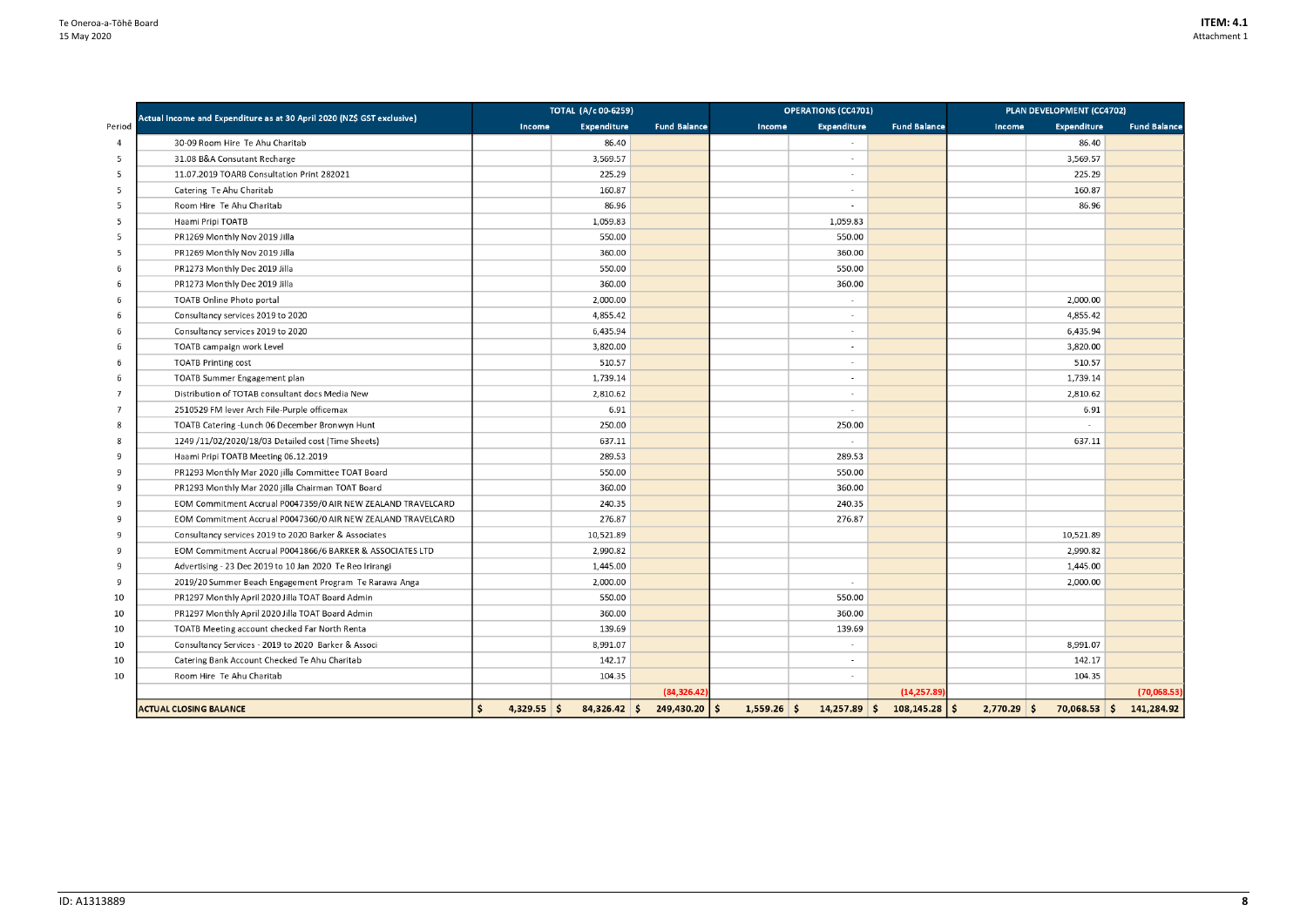| Period | Actual Income and Expenditure as at 30 April 2020 (NZ$ GST exclusive) | TOTAL (A/c 00-6259) | | | OPERATIONS (CC4701) | | | PLAN DEVELOPMENT (CC4702) | | |
|---|---|---|---|---|---|---|---|---|---|---|
| | | Income | Expenditure | Fund Balance | Income | Expenditure | Fund Balance | Income | Expenditure | Fund Balance |
| 4 | 30-09 Room Hire Te Ahu Charitab | | 86.40 | | | - | | | 86.40 | |
| 5 | 31.08 B&A Consutant Recharge | | 3,569.57 | | | - | | | 3,569.57 | |
| 5 | 11.07.2019 TOARB Consultation Print 282021 | | 225.29 | | | - | | | 225.29 | |
| 5 | Catering Te Ahu Charitab | | 160.87 | | | - | | | 160.87 | |
| 5 | Room Hire Te Ahu Charitab | | 86.96 | | | - | | | 86.96 | |
| 5 | Haami Pripi TOATB | | 1,059.83 | | | 1,059.83 | | | | |
| 5 | PR1269 Monthly Nov 2019 Jilla | | 550.00 | | | 550.00 | | | | |
| 5 | PR1269 Monthly Nov 2019 Jilla | | 360.00 | | | 360.00 | | | | |
| 6 | PR1273 Monthly Dec 2019 Jilla | | 550.00 | | | 550.00 | | | | |
| 6 | PR1273 Monthly Dec 2019 Jilla | | 360.00 | | | 360.00 | | | | |
| 6 | TOATB Online Photo portal | | 2,000.00 | | | - | | | 2,000.00 | |
| 6 | Consultancy services 2019 to 2020 | | 4,855.42 | | | - | | | 4,855.42 | |
| 6 | Consultancy services 2019 to 2020 | | 6,435.94 | | | - | | | 6,435.94 | |
| 6 | TOATB campaign work Level | | 3,820.00 | | | - | | | 3,820.00 | |
| 6 | TOATB Printing cost | | 510.57 | | | - | | | 510.57 | |
| 6 | TOATB Summer Engagement plan | | 1,739.14 | | | - | | | 1,739.14 | |
| 7 | Distribution of TOTAB consultant docs Media New | | 2,810.62 | | | - | | | 2,810.62 | |
| 7 | 2510529 FM lever Arch File-Purple officemax | | 6.91 | | | - | | | 6.91 | |
| 8 | TOATB Catering -Lunch 06 December Bronwyn Hunt | | 250.00 | | | 250.00 | | | - | |
| 8 | 1249 /11/02/2020/18/03 Detailed cost (Time Sheets) | | 637.11 | | | - | | | 637.11 | |
| 9 | Haami Pripi TOATB Meeting 06.12.2019 | | 289.53 | | | 289.53 | | | | |
| 9 | PR1293 Monthly Mar 2020 jilla Committee TOAT Board | | 550.00 | | | 550.00 | | | | |
| 9 | PR1293 Monthly Mar 2020 jilla Chairman TOAT Board | | 360.00 | | | 360.00 | | | | |
| 9 | EOM Commitment Accrual P0047359/0 AIR NEW ZEALAND TRAVELCARD | | 240.35 | | | 240.35 | | | | |
| 9 | EOM Commitment Accrual P0047360/0 AIR NEW ZEALAND TRAVELCARD | | 276.87 | | | 276.87 | | | | |
| 9 | Consultancy services 2019 to 2020 Barker & Associates | | 10,521.89 | | | | | | 10,521.89 | |
| 9 | EOM Commitment Accrual P0041866/6 BARKER & ASSOCIATES LTD | | 2,990.82 | | | | | | 2,990.82 | |
| 9 | Advertising - 23 Dec 2019 to 10 Jan 2020 Te Reo Irirangi | | 1,445.00 | | | | | | 1,445.00 | |
| 9 | 2019/20 Summer Beach Engagement Program Te Rarawa Anga | | 2,000.00 | | | - | | | 2,000.00 | |
| 10 | PR1297 Monthly April 2020 Jilla TOAT Board Admin | | 550.00 | | | 550.00 | | | | |
| 10 | PR1297 Monthly April 2020 Jilla TOAT Board Admin | | 360.00 | | | 360.00 | | | | |
| 10 | TOATB Meeting account checked Far North Renta | | 139.69 | | | 139.69 | | | | |
| 10 | Consultancy Services - 2019 to 2020 Barker & Associ | | 8,991.07 | | | - | | | 8,991.07 | |
| 10 | Catering Bank Account Checked Te Ahu Charitab | | 142.17 | | | - | | | 142.17 | |
| 10 | Room Hire Te Ahu Charitab | | 104.35 | | | - | | | 104.35 | |
| | | | | (84,326.42) | | | (14,257.89) | | | (70,068.53) |
| | **ACTUAL CLOSING BALANCE** | $ 4,329.55 | $ 84,326.42 | $ 249,430.20 | $ 1,559.26 | $ 14,257.89 | $ 108,145.28 | $ 2,770.29 | $ 70,068.53 | $ 141,284.92 |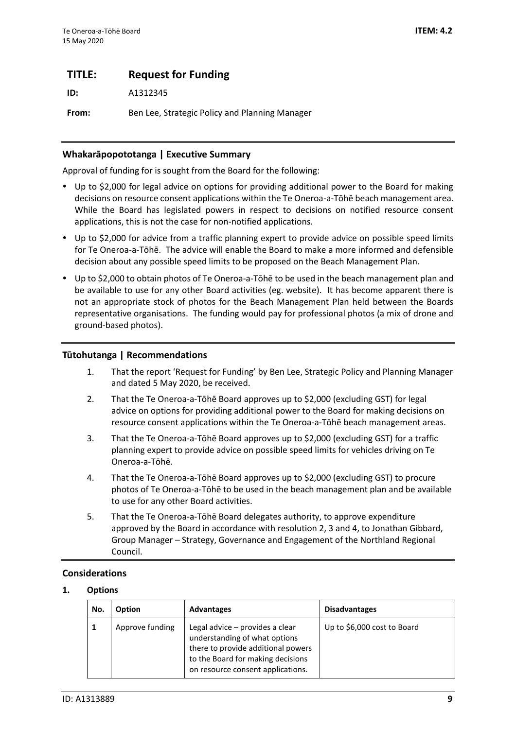# TITLE: Request for Funding

**ID:** A1312345

**From:** Ben Lee, Strategic Policy and Planning Manager

## Whakarāpopototanga | Executive Summary

Approval of funding for is sought from the Board for the following:

- Up to $2,000 for legal advice on options for providing additional power to the Board for making decisions on resource consent applications within the Te Oneroa-a-Tōhē beach management area. While the Board has legislated powers in respect to decisions on notified resource consent applications, this is not the case for non-notified applications.
- Up to $2,000 for advice from a traffic planning expert to provide advice on possible speed limits for Te Oneroa-a-Tōhē. The advice will enable the Board to make a more informed and defensible decision about any possible speed limits to be proposed on the Beach Management Plan.
- Up to $2,000 to obtain photos of Te Oneroa-a-Tōhē to be used in the beach management plan and be available to use for any other Board activities (eg. website). It has become apparent there is not an appropriate stock of photos for the Beach Management Plan held between the Boards representative organisations. The funding would pay for professional photos (a mix of drone and ground-based photos).

## Tūtohutanga | Recommendations

1. That the report 'Request for Funding' by Ben Lee, Strategic Policy and Planning Manager and dated 5 May 2020, be received.
2. That the Te Oneroa-a-Tōhē Board approves up to $2,000 (excluding GST) for legal advice on options for providing additional power to the Board for making decisions on resource consent applications within the Te Oneroa-a-Tōhē beach management areas.
3. That the Te Oneroa-a-Tōhē Board approves up to $2,000 (excluding GST) for a traffic planning expert to provide advice on possible speed limits for vehicles driving on Te Oneroa-a-Tōhē.
4. That the Te Oneroa-a-Tōhē Board approves up to $2,000 (excluding GST) to procure photos of Te Oneroa-a-Tōhē to be used in the beach management plan and be available to use for any other Board activities.
5. That the Te Oneroa-a-Tōhē Board delegates authority, to approve expenditure approved by the Board in accordance with resolution 2, 3 and 4, to Jonathan Gibbard, Group Manager – Strategy, Governance and Engagement of the Northland Regional Council.

## Considerations

### 1. Options

| No. | Option | Advantages | Disadvantages |
|---|---|---|---|
| 1 | Approve funding | Legal advice – provides a clear understanding of what options there to provide additional powers to the Board for making decisions on resource consent applications. | Up to $6,000 cost to Board |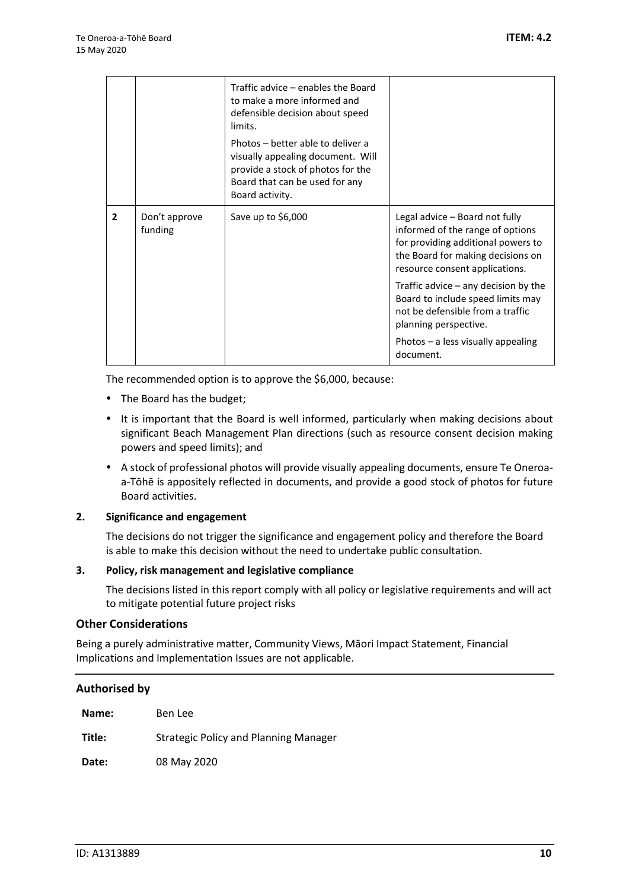| | | | |
|---|---|---|---|
| | | Traffic advice – enables the Board to make a more informed and defensible decision about speed limits.<br><br>Photos – better able to deliver a visually appealing document. Will provide a stock of photos for the Board that can be used for any Board activity. | |
| **2** | Don't approve funding | Save up to $6,000 | Legal advice – Board not fully informed of the range of options for providing additional powers to the Board for making decisions on resource consent applications.<br><br>Traffic advice – any decision by the Board to include speed limits may not be defensible from a traffic planning perspective.<br><br>Photos – a less visually appealing document. |

The recommended option is to approve the $6,000, because:

- The Board has the budget;
- It is important that the Board is well informed, particularly when making decisions about significant Beach Management Plan directions (such as resource consent decision making powers and speed limits); and
- A stock of professional photos will provide visually appealing documents, ensure Te Oneroa-a-Tōhē is appositely reflected in documents, and provide a good stock of photos for future Board activities.

**2. Significance and engagement**

The decisions do not trigger the significance and engagement policy and therefore the Board is able to make this decision without the need to undertake public consultation.

**3. Policy, risk management and legislative compliance**

The decisions listed in this report comply with all policy or legislative requirements and will act to mitigate potential future project risks

## Other Considerations

Being a purely administrative matter, Community Views, Māori Impact Statement, Financial Implications and Implementation Issues are not applicable.

## Authorised by

| | |
|---|---|
| **Name:** | Ben Lee |
| **Title:** | Strategic Policy and Planning Manager |
| **Date:** | 08 May 2020 |